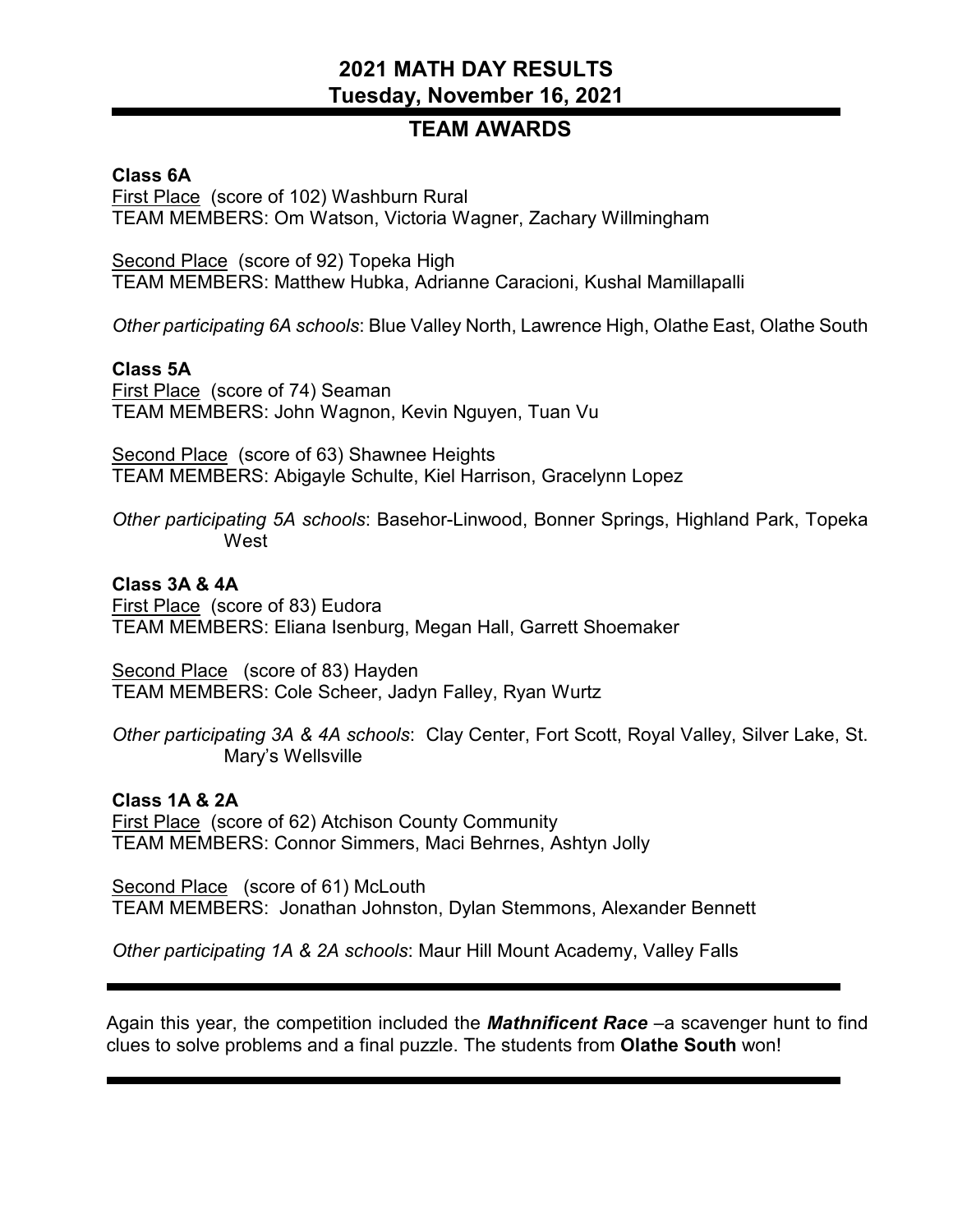# 2021 MATH DAY RESULTS
## Tuesday, November 16, 2021

## TEAM AWARDS

**Class 6A**

First Place (score of 102) Washburn Rural
TEAM MEMBERS: Om Watson, Victoria Wagner, Zachary Willmingham

Second Place (score of 92) Topeka High
TEAM MEMBERS: Matthew Hubka, Adrianne Caracioni, Kushal Mamillapalli

*Other participating 6A schools*: Blue Valley North, Lawrence High, Olathe East, Olathe South

**Class 5A**

First Place (score of 74) Seaman
TEAM MEMBERS: John Wagnon, Kevin Nguyen, Tuan Vu

Second Place (score of 63) Shawnee Heights
TEAM MEMBERS: Abigayle Schulte, Kiel Harrison, Gracelynn Lopez

*Other participating 5A schools*: Basehor-Linwood, Bonner Springs, Highland Park, Topeka West

**Class 3A & 4A**

First Place (score of 83) Eudora
TEAM MEMBERS: Eliana Isenburg, Megan Hall, Garrett Shoemaker

Second Place (score of 83) Hayden
TEAM MEMBERS: Cole Scheer, Jadyn Falley, Ryan Wurtz

*Other participating 3A & 4A schools*: Clay Center, Fort Scott, Royal Valley, Silver Lake, St. Mary's Wellsville

**Class 1A & 2A**

First Place (score of 62) Atchison County Community
TEAM MEMBERS: Connor Simmers, Maci Behrnes, Ashtyn Jolly

Second Place (score of 61) McLouth
TEAM MEMBERS: Jonathan Johnston, Dylan Stemmons, Alexander Bennett

*Other participating 1A & 2A schools*: Maur Hill Mount Academy, Valley Falls

---

Again this year, the competition included the ***Mathnificent Race*** –a scavenger hunt to find clues to solve problems and a final puzzle. The students from **Olathe South** won!

---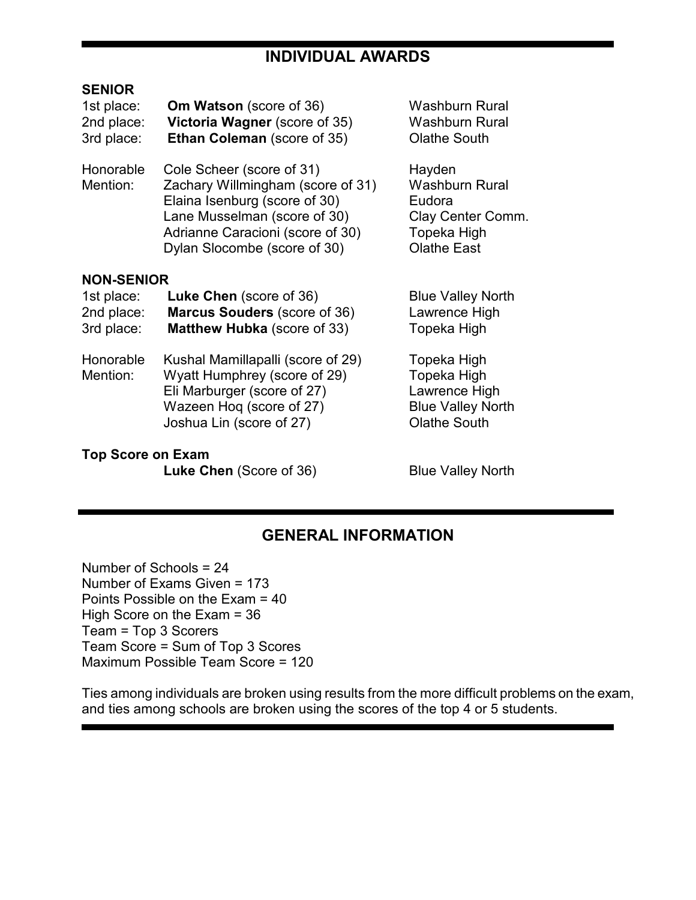## INDIVIDUAL AWARDS

### SENIOR

| | | |
|---|---|---|
| 1st place: | **Om Watson** (score of 36) | Washburn Rural |
| 2nd place: | **Victoria Wagner** (score of 35) | Washburn Rural |
| 3rd place: | **Ethan Coleman** (score of 35) | Olathe South |
| Honorable Mention: | Cole Scheer (score of 31) | Hayden |
| | Zachary Willmingham (score of 31) | Washburn Rural |
| | Elaina Isenburg (score of 30) | Eudora |
| | Lane Musselman (score of 30) | Clay Center Comm. |
| | Adrianne Caracioni (score of 30) | Topeka High |
| | Dylan Slocombe (score of 30) | Olathe East |

### NON-SENIOR

| | | |
|---|---|---|
| 1st place: | **Luke Chen** (score of 36) | Blue Valley North |
| 2nd place: | **Marcus Souders** (score of 36) | Lawrence High |
| 3rd place: | **Matthew Hubka** (score of 33) | Topeka High |
| Honorable Mention: | Kushal Mamillapalli (score of 29) | Topeka High |
| | Wyatt Humphrey (score of 29) | Topeka High |
| | Eli Marburger (score of 27) | Lawrence High |
| | Wazeen Hoq (score of 27) | Blue Valley North |
| | Joshua Lin (score of 27) | Olathe South |

### Top Score on Exam

**Luke Chen** (Score of 36) — Blue Valley North

## GENERAL INFORMATION

Number of Schools = 24
Number of Exams Given = 173
Points Possible on the Exam = 40
High Score on the Exam = 36
Team = Top 3 Scorers
Team Score = Sum of Top 3 Scores
Maximum Possible Team Score = 120

Ties among individuals are broken using results from the more difficult problems on the exam, and ties among schools are broken using the scores of the top 4 or 5 students.